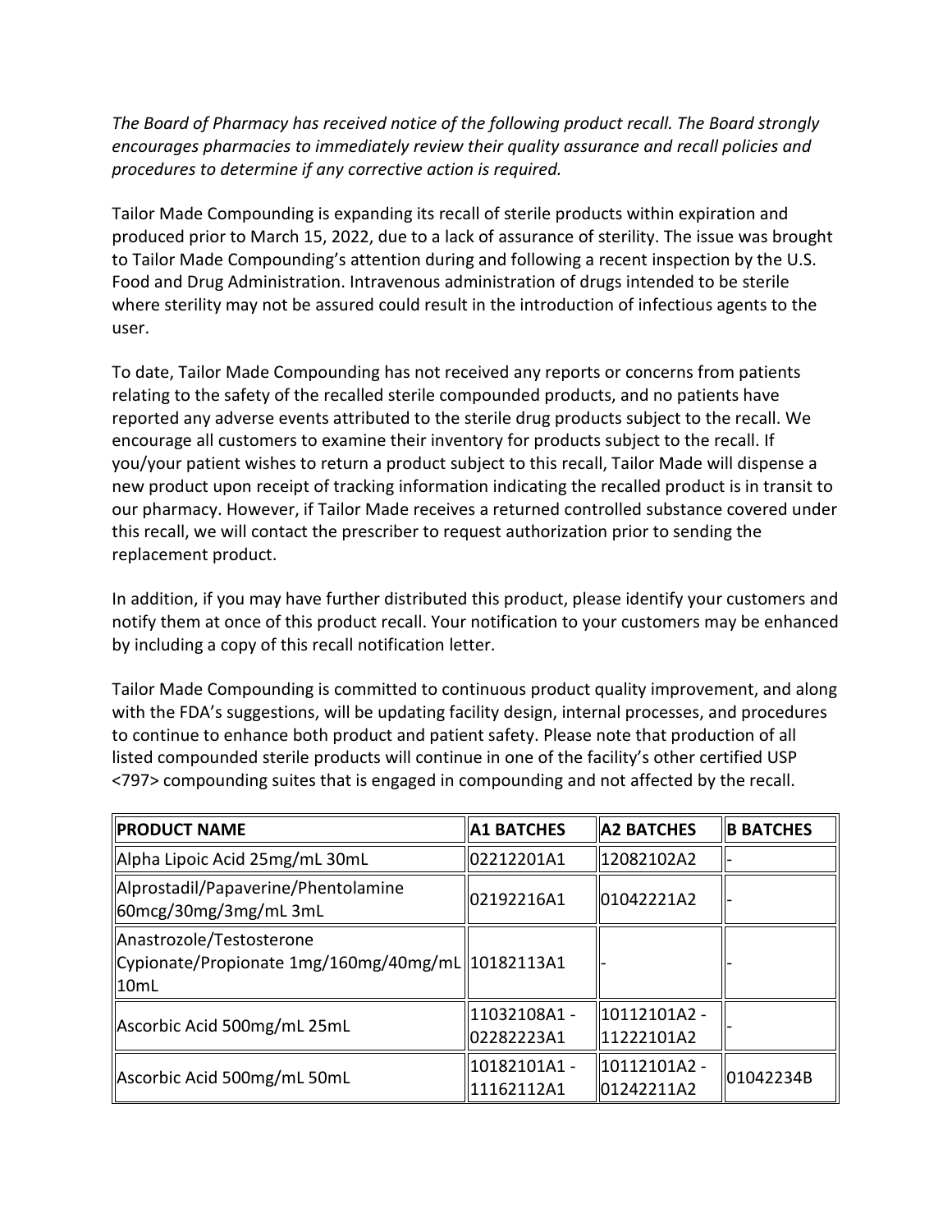*The Board of Pharmacy has received notice of the following product recall. The Board strongly encourages pharmacies to immediately review their quality assurance and recall policies and procedures to determine if any corrective action is required.*

Tailor Made Compounding is expanding its recall of sterile products within expiration and produced prior to March 15, 2022, due to a lack of assurance of sterility. The issue was brought to Tailor Made Compounding's attention during and following a recent inspection by the U.S. Food and Drug Administration. Intravenous administration of drugs intended to be sterile where sterility may not be assured could result in the introduction of infectious agents to the user.

To date, Tailor Made Compounding has not received any reports or concerns from patients relating to the safety of the recalled sterile compounded products, and no patients have reported any adverse events attributed to the sterile drug products subject to the recall. We encourage all customers to examine their inventory for products subject to the recall. If you/your patient wishes to return a product subject to this recall, Tailor Made will dispense a new product upon receipt of tracking information indicating the recalled product is in transit to our pharmacy. However, if Tailor Made receives a returned controlled substance covered under this recall, we will contact the prescriber to request authorization prior to sending the replacement product.

In addition, if you may have further distributed this product, please identify your customers and notify them at once of this product recall. Your notification to your customers may be enhanced by including a copy of this recall notification letter.

Tailor Made Compounding is committed to continuous product quality improvement, and along with the FDA's suggestions, will be updating facility design, internal processes, and procedures to continue to enhance both product and patient safety. Please note that production of all listed compounded sterile products will continue in one of the facility's other certified USP <797> compounding suites that is engaged in compounding and not affected by the recall.

| PRODUCT NAME | A1 BATCHES | A2 BATCHES | B BATCHES |
|---|---|---|---|
| Alpha Lipoic Acid 25mg/mL 30mL | 02212201A1 | 12082102A2 | - |
| Alprostadil/Papaverine/Phentolamine 60mcg/30mg/3mg/mL 3mL | 02192216A1 | 01042221A2 | - |
| Anastrozole/Testosterone Cypionate/Propionate 1mg/160mg/40mg/mL 10mL | 10182113A1 | - | - |
| Ascorbic Acid 500mg/mL 25mL | 11032108A1 - 02282223A1 | 10112101A2 - 11222101A2 | - |
| Ascorbic Acid 500mg/mL 50mL | 10182101A1 - 11162112A1 | 10112101A2 - 01242211A2 | 01042234B |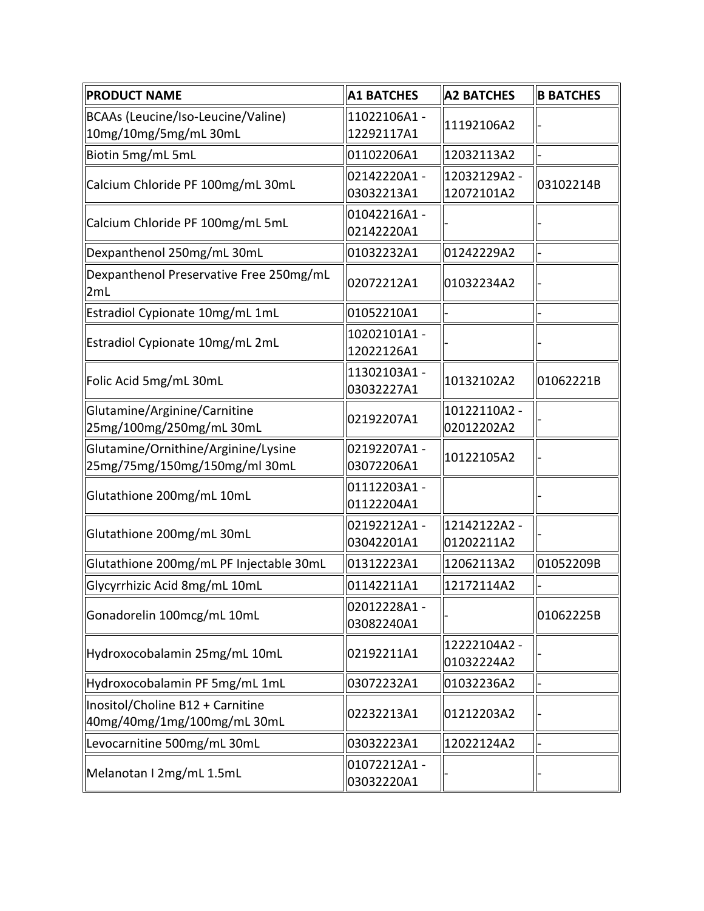| PRODUCT NAME | A1 BATCHES | A2 BATCHES | B BATCHES |
|---|---|---|---|
| BCAAs (Leucine/Iso-Leucine/Valine) 10mg/10mg/5mg/mL 30mL | 11022106A1 - 12292117A1 | 11192106A2 | - |
| Biotin 5mg/mL 5mL | 01102206A1 | 12032113A2 | - |
| Calcium Chloride PF 100mg/mL 30mL | 02142220A1 - 03032213A1 | 12032129A2 - 12072101A2 | 03102214B |
| Calcium Chloride PF 100mg/mL 5mL | 01042216A1 - 02142220A1 | - | - |
| Dexpanthenol 250mg/mL 30mL | 01032232A1 | 01242229A2 | - |
| Dexpanthenol Preservative Free 250mg/mL 2mL | 02072212A1 | 01032234A2 | - |
| Estradiol Cypionate 10mg/mL 1mL | 01052210A1 | - | - |
| Estradiol Cypionate 10mg/mL 2mL | 10202101A1 - 12022126A1 | - | - |
| Folic Acid 5mg/mL 30mL | 11302103A1 - 03032227A1 | 10132102A2 | 01062221B |
| Glutamine/Arginine/Carnitine 25mg/100mg/250mg/mL 30mL | 02192207A1 | 10122110A2 - 02012202A2 | - |
| Glutamine/Ornithine/Arginine/Lysine 25mg/75mg/150mg/150mg/ml 30mL | 02192207A1 - 03072206A1 | 10122105A2 | - |
| Glutathione 200mg/mL 10mL | 01112203A1 - 01122204A1 | | - |
| Glutathione 200mg/mL 30mL | 02192212A1 - 03042201A1 | 12142122A2 - 01202211A2 | - |
| Glutathione 200mg/mL PF Injectable 30mL | 01312223A1 | 12062113A2 | 01052209B |
| Glycyrrhizic Acid 8mg/mL 10mL | 01142211A1 | 12172114A2 | - |
| Gonadorelin 100mcg/mL 10mL | 02012228A1 - 03082240A1 | - | 01062225B |
| Hydroxocobalamin 25mg/mL 10mL | 02192211A1 | 12222104A2 - 01032224A2 | - |
| Hydroxocobalamin PF 5mg/mL 1mL | 03072232A1 | 01032236A2 | - |
| Inositol/Choline B12 + Carnitine 40mg/40mg/1mg/100mg/mL 30mL | 02232213A1 | 01212203A2 | - |
| Levocarnitine 500mg/mL 30mL | 03032223A1 | 12022124A2 | - |
| Melanotan I 2mg/mL 1.5mL | 01072212A1 - 03032220A1 | - | - |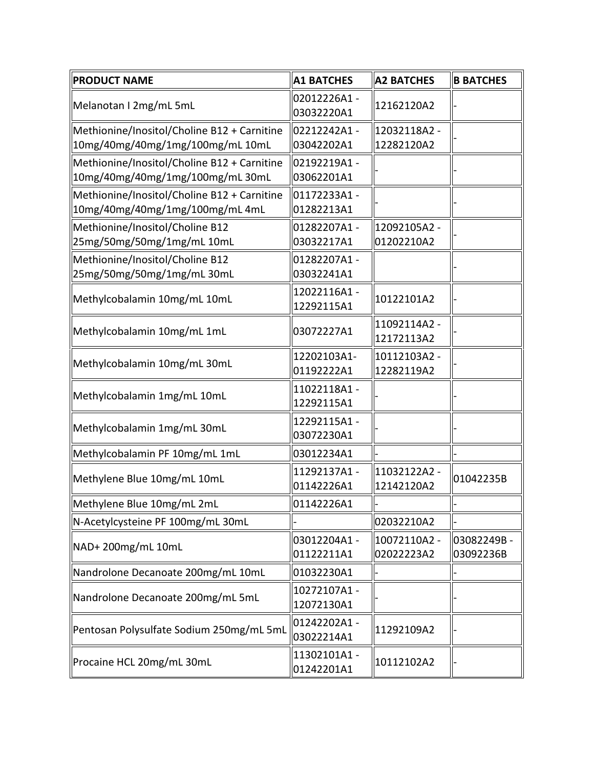| PRODUCT NAME | A1 BATCHES | A2 BATCHES | B BATCHES |
|---|---|---|---|
| Melanotan I 2mg/mL 5mL | 02012226A1 - 03032220A1 | 12162120A2 | - |
| Methionine/Inositol/Choline B12 + Carnitine 10mg/40mg/40mg/1mg/100mg/mL 10mL | 02212242A1 - 03042202A1 | 12032118A2 - 12282120A2 | - |
| Methionine/Inositol/Choline B12 + Carnitine 10mg/40mg/40mg/1mg/100mg/mL 30mL | 02192219A1 - 03062201A1 | - | - |
| Methionine/Inositol/Choline B12 + Carnitine 10mg/40mg/40mg/1mg/100mg/mL 4mL | 01172233A1 - 01282213A1 | - | - |
| Methionine/Inositol/Choline B12 25mg/50mg/50mg/1mg/mL 10mL | 01282207A1 - 03032217A1 | 12092105A2 - 01202210A2 | - |
| Methionine/Inositol/Choline B12 25mg/50mg/50mg/1mg/mL 30mL | 01282207A1 - 03032241A1 | | - |
| Methylcobalamin 10mg/mL 10mL | 12022116A1 - 12292115A1 | 10122101A2 | - |
| Methylcobalamin 10mg/mL 1mL | 03072227A1 | 11092114A2 - 12172113A2 | - |
| Methylcobalamin 10mg/mL 30mL | 12202103A1- 01192222A1 | 10112103A2 - 12282119A2 | - |
| Methylcobalamin 1mg/mL 10mL | 11022118A1 - 12292115A1 | - | - |
| Methylcobalamin 1mg/mL 30mL | 12292115A1 - 03072230A1 | - | - |
| Methylcobalamin PF 10mg/mL 1mL | 03012234A1 | - | - |
| Methylene Blue 10mg/mL 10mL | 11292137A1 - 01142226A1 | 11032122A2 - 12142120A2 | 01042235B |
| Methylene Blue 10mg/mL 2mL | 01142226A1 | - | - |
| N-Acetylcysteine PF 100mg/mL 30mL | - | 02032210A2 | - |
| NAD+ 200mg/mL 10mL | 03012204A1 - 01122211A1 | 10072110A2 - 02022223A2 | 03082249B - 03092236B |
| Nandrolone Decanoate 200mg/mL 10mL | 01032230A1 | - | - |
| Nandrolone Decanoate 200mg/mL 5mL | 10272107A1 - 12072130A1 | - | - |
| Pentosan Polysulfate Sodium 250mg/mL 5mL | 01242202A1 - 03022214A1 | 11292109A2 | - |
| Procaine HCL 20mg/mL 30mL | 11302101A1 - 01242201A1 | 10112102A2 | - |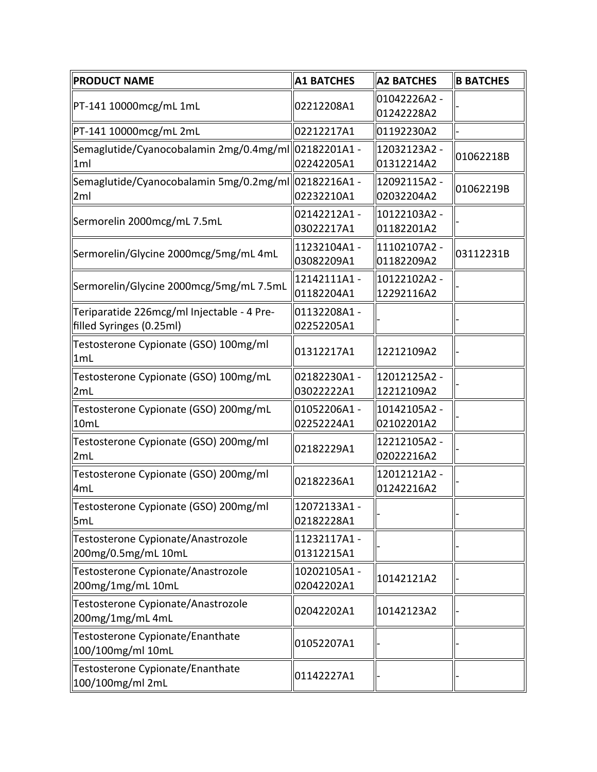| PRODUCT NAME | A1 BATCHES | A2 BATCHES | B BATCHES |
| --- | --- | --- | --- |
| PT-141 10000mcg/mL 1mL | 02212208A1 | 01042226A2 - 01242228A2 | - |
| PT-141 10000mcg/mL 2mL | 02212217A1 | 01192230A2 | - |
| Semaglutide/Cyanocobalamin 2mg/0.4mg/ml 1ml | 02182201A1 - 02242205A1 | 12032123A2 - 01312214A2 | 01062218B |
| Semaglutide/Cyanocobalamin 5mg/0.2mg/ml 2ml | 02182216A1 - 02232210A1 | 12092115A2 - 02032204A2 | 01062219B |
| Sermorelin 2000mcg/mL 7.5mL | 02142212A1 - 03022217A1 | 10122103A2 - 01182201A2 | - |
| Sermorelin/Glycine 2000mcg/5mg/mL 4mL | 11232104A1 - 03082209A1 | 11102107A2 - 01182209A2 | 03112231B |
| Sermorelin/Glycine 2000mcg/5mg/mL 7.5mL | 12142111A1 - 01182204A1 | 10122102A2 - 12292116A2 | - |
| Teriparatide 226mcg/ml Injectable - 4 Pre-filled Syringes (0.25ml) | 01132208A1 - 02252205A1 | - | - |
| Testosterone Cypionate (GSO) 100mg/ml 1mL | 01312217A1 | 12212109A2 | - |
| Testosterone Cypionate (GSO) 100mg/mL 2mL | 02182230A1 - 03022222A1 | 12012125A2 - 12212109A2 | - |
| Testosterone Cypionate (GSO) 200mg/mL 10mL | 01052206A1 - 02252224A1 | 10142105A2 - 02102201A2 | - |
| Testosterone Cypionate (GSO) 200mg/ml 2mL | 02182229A1 | 12212105A2 - 02022216A2 | - |
| Testosterone Cypionate (GSO) 200mg/ml 4mL | 02182236A1 | 12012121A2 - 01242216A2 | - |
| Testosterone Cypionate (GSO) 200mg/ml 5mL | 12072133A1 - 02182228A1 | - | - |
| Testosterone Cypionate/Anastrozole 200mg/0.5mg/mL 10mL | 11232117A1 - 01312215A1 | - | - |
| Testosterone Cypionate/Anastrozole 200mg/1mg/mL 10mL | 10202105A1 - 02042202A1 | 10142121A2 | - |
| Testosterone Cypionate/Anastrozole 200mg/1mg/mL 4mL | 02042202A1 | 10142123A2 | - |
| Testosterone Cypionate/Enanthate 100/100mg/ml 10mL | 01052207A1 | - | - |
| Testosterone Cypionate/Enanthate 100/100mg/ml 2mL | 01142227A1 | - | - |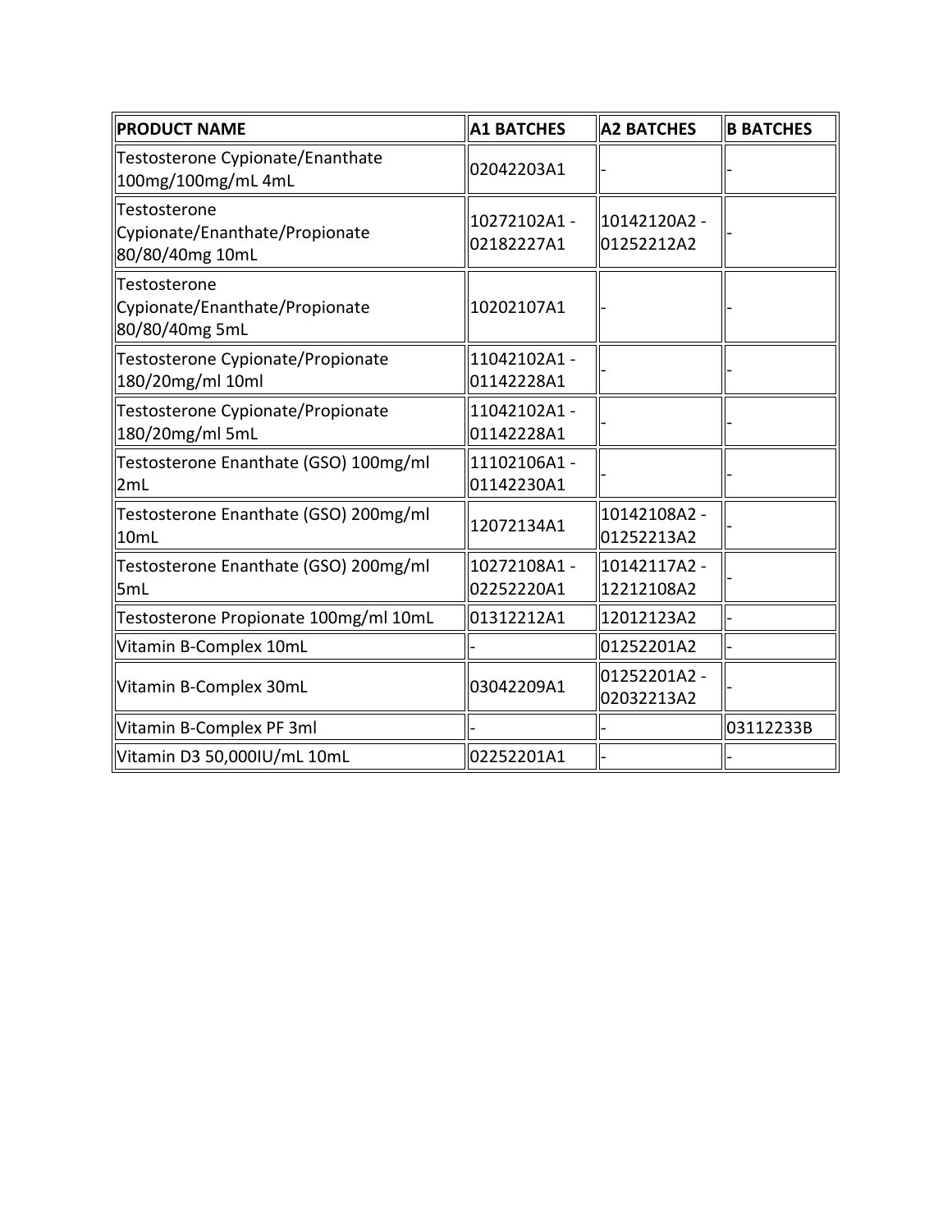| PRODUCT NAME | A1 BATCHES | A2 BATCHES | B BATCHES |
|---|---|---|---|
| Testosterone Cypionate/Enanthate 100mg/100mg/mL 4mL | 02042203A1 | - | - |
| Testosterone Cypionate/Enanthate/Propionate 80/80/40mg 10mL | 10272102A1 - 02182227A1 | 10142120A2 - 01252212A2 | - |
| Testosterone Cypionate/Enanthate/Propionate 80/80/40mg 5mL | 10202107A1 | - | - |
| Testosterone Cypionate/Propionate 180/20mg/ml 10ml | 11042102A1 - 01142228A1 | - | - |
| Testosterone Cypionate/Propionate 180/20mg/ml 5mL | 11042102A1 - 01142228A1 | - | - |
| Testosterone Enanthate (GSO) 100mg/ml 2mL | 11102106A1 - 01142230A1 | - | - |
| Testosterone Enanthate (GSO) 200mg/ml 10mL | 12072134A1 | 10142108A2 - 01252213A2 | - |
| Testosterone Enanthate (GSO) 200mg/ml 5mL | 10272108A1 - 02252220A1 | 10142117A2 - 12212108A2 | - |
| Testosterone Propionate 100mg/ml 10mL | 01312212A1 | 12012123A2 | - |
| Vitamin B-Complex 10mL | - | 01252201A2 | - |
| Vitamin B-Complex 30mL | 03042209A1 | 01252201A2 - 02032213A2 | - |
| Vitamin B-Complex PF 3ml | - | - | 03112233B |
| Vitamin D3 50,000IU/mL 10mL | 02252201A1 | - | - |